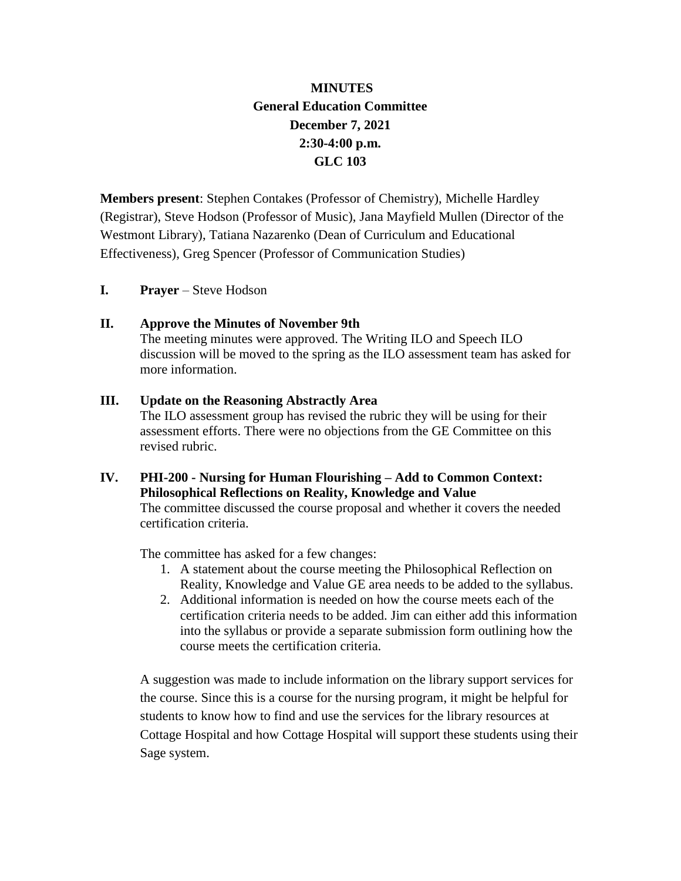# MINUTES
## General Education Committee
## December 7, 2021
## 2:30-4:00 p.m.
## GLC 103

**Members present**: Stephen Contakes (Professor of Chemistry), Michelle Hardley (Registrar), Steve Hodson (Professor of Music), Jana Mayfield Mullen (Director of the Westmont Library), Tatiana Nazarenko (Dean of Curriculum and Educational Effectiveness), Greg Spencer (Professor of Communication Studies)

**I. Prayer** – Steve Hodson

**II. Approve the Minutes of November 9th**

The meeting minutes were approved. The Writing ILO and Speech ILO discussion will be moved to the spring as the ILO assessment team has asked for more information.

**III. Update on the Reasoning Abstractly Area**

The ILO assessment group has revised the rubric they will be using for their assessment efforts. There were no objections from the GE Committee on this revised rubric.

**IV. PHI-200 - Nursing for Human Flourishing – Add to Common Context: Philosophical Reflections on Reality, Knowledge and Value**

The committee discussed the course proposal and whether it covers the needed certification criteria.

The committee has asked for a few changes:

1. A statement about the course meeting the Philosophical Reflection on Reality, Knowledge and Value GE area needs to be added to the syllabus.
2. Additional information is needed on how the course meets each of the certification criteria needs to be added. Jim can either add this information into the syllabus or provide a separate submission form outlining how the course meets the certification criteria.

A suggestion was made to include information on the library support services for the course. Since this is a course for the nursing program, it might be helpful for students to know how to find and use the services for the library resources at Cottage Hospital and how Cottage Hospital will support these students using their Sage system.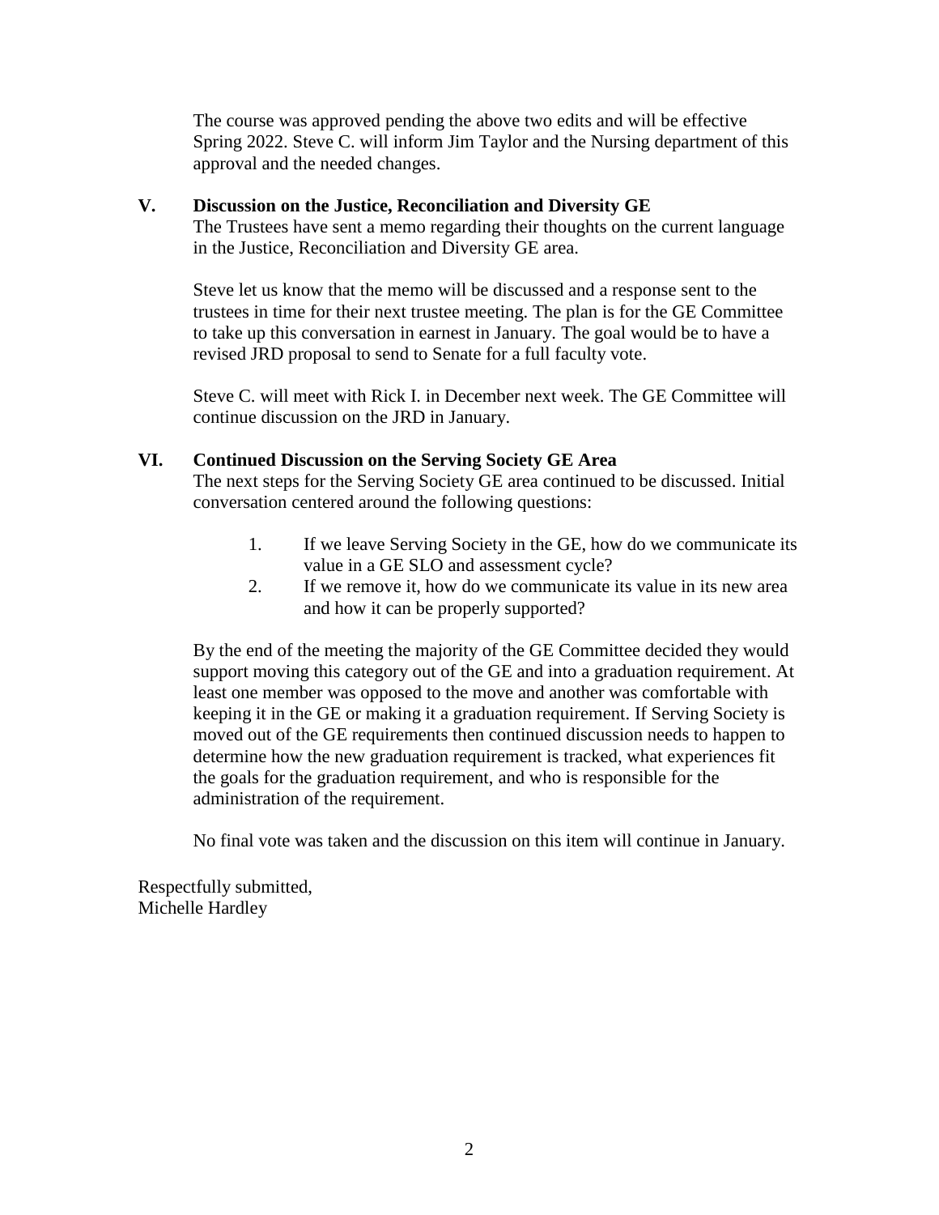The course was approved pending the above two edits and will be effective Spring 2022. Steve C. will inform Jim Taylor and the Nursing department of this approval and the needed changes.

**V. Discussion on the Justice, Reconciliation and Diversity GE**

The Trustees have sent a memo regarding their thoughts on the current language in the Justice, Reconciliation and Diversity GE area.

Steve let us know that the memo will be discussed and a response sent to the trustees in time for their next trustee meeting. The plan is for the GE Committee to take up this conversation in earnest in January. The goal would be to have a revised JRD proposal to send to Senate for a full faculty vote.

Steve C. will meet with Rick I. in December next week. The GE Committee will continue discussion on the JRD in January.

**VI. Continued Discussion on the Serving Society GE Area**

The next steps for the Serving Society GE area continued to be discussed. Initial conversation centered around the following questions:

1. If we leave Serving Society in the GE, how do we communicate its value in a GE SLO and assessment cycle?
2. If we remove it, how do we communicate its value in its new area and how it can be properly supported?

By the end of the meeting the majority of the GE Committee decided they would support moving this category out of the GE and into a graduation requirement. At least one member was opposed to the move and another was comfortable with keeping it in the GE or making it a graduation requirement. If Serving Society is moved out of the GE requirements then continued discussion needs to happen to determine how the new graduation requirement is tracked, what experiences fit the goals for the graduation requirement, and who is responsible for the administration of the requirement.

No final vote was taken and the discussion on this item will continue in January.

Respectfully submitted,
Michelle Hardley